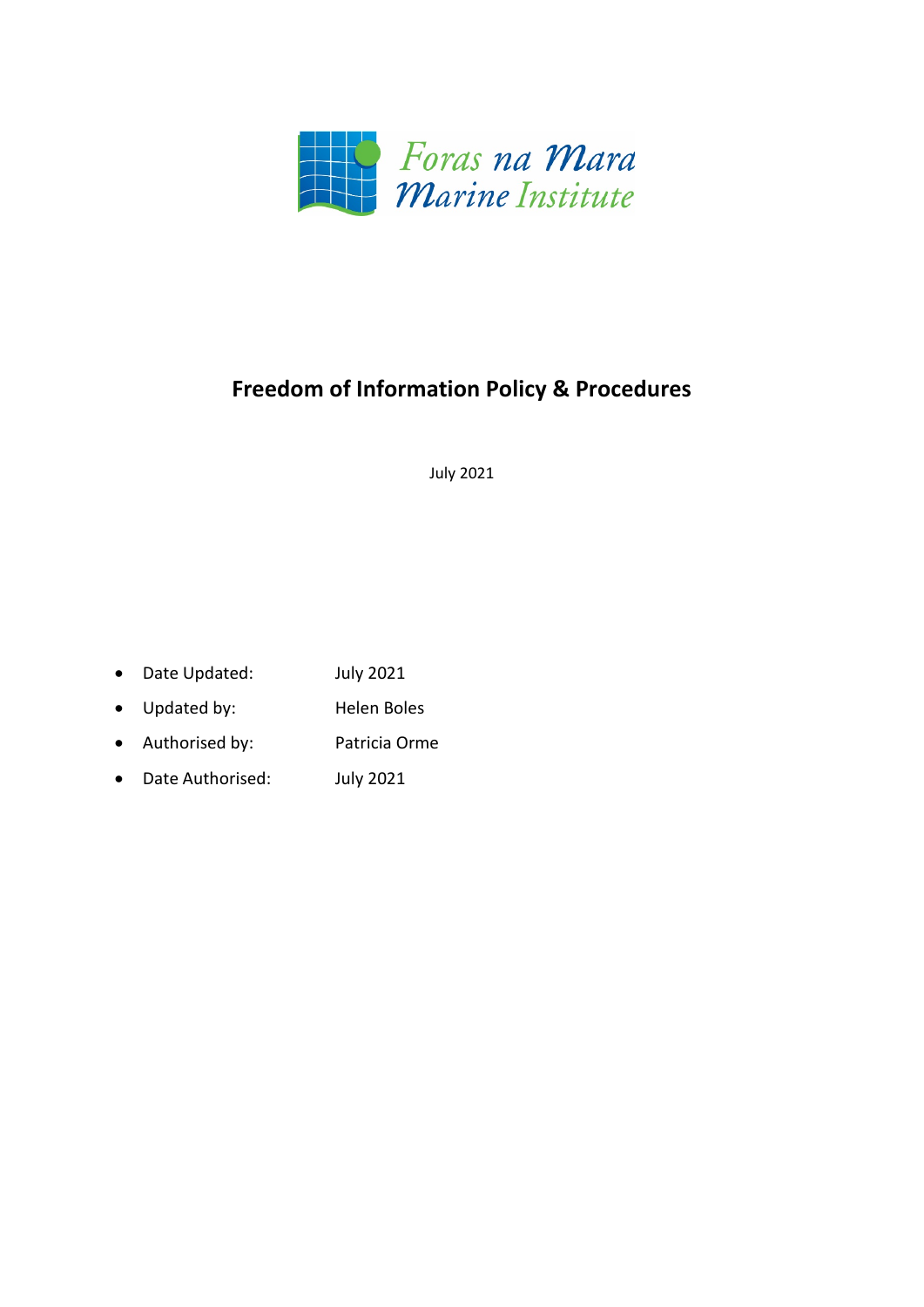Foras na Mara
Marine Institute

# Freedom of Information Policy & Procedures

July 2021

- Date Updated: July 2021
- Updated by: Helen Boles
- Authorised by: Patricia Orme
- Date Authorised: July 2021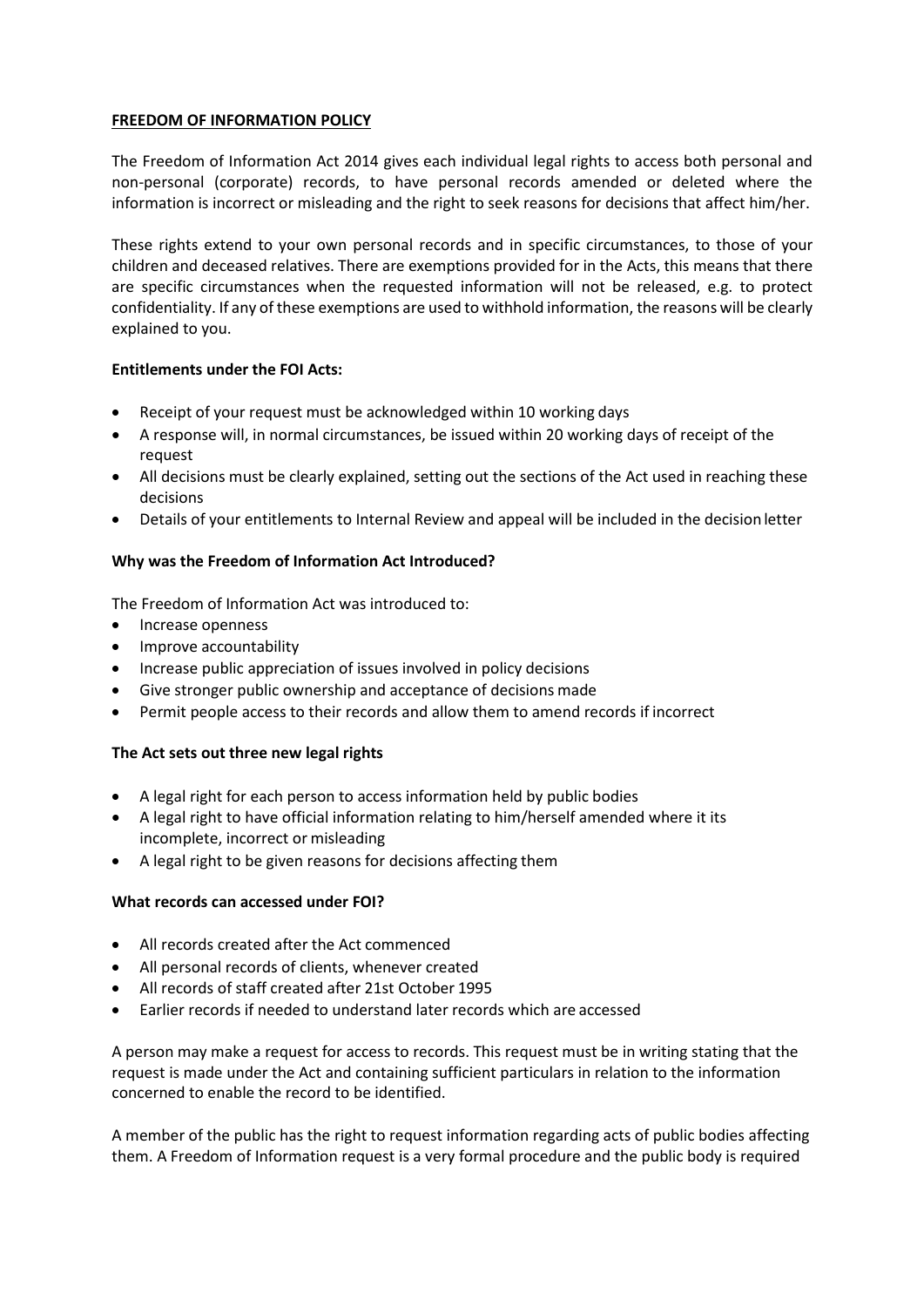**FREEDOM OF INFORMATION POLICY**

The Freedom of Information Act 2014 gives each individual legal rights to access both personal and non-personal (corporate) records, to have personal records amended or deleted where the information is incorrect or misleading and the right to seek reasons for decisions that affect him/her.

These rights extend to your own personal records and in specific circumstances, to those of your children and deceased relatives. There are exemptions provided for in the Acts, this means that there are specific circumstances when the requested information will not be released, e.g. to protect confidentiality. If any of these exemptions are used to withhold information, the reasons will be clearly explained to you.

**Entitlements under the FOI Acts:**

- Receipt of your request must be acknowledged within 10 working days
- A response will, in normal circumstances, be issued within 20 working days of receipt of the request
- All decisions must be clearly explained, setting out the sections of the Act used in reaching these decisions
- Details of your entitlements to Internal Review and appeal will be included in the decision letter

**Why was the Freedom of Information Act Introduced?**

The Freedom of Information Act was introduced to:

- Increase openness
- Improve accountability
- Increase public appreciation of issues involved in policy decisions
- Give stronger public ownership and acceptance of decisions made
- Permit people access to their records and allow them to amend records if incorrect

**The Act sets out three new legal rights**

- A legal right for each person to access information held by public bodies
- A legal right to have official information relating to him/herself amended where it its incomplete, incorrect or misleading
- A legal right to be given reasons for decisions affecting them

**What records can accessed under FOI?**

- All records created after the Act commenced
- All personal records of clients, whenever created
- All records of staff created after 21st October 1995
- Earlier records if needed to understand later records which are accessed

A person may make a request for access to records. This request must be in writing stating that the request is made under the Act and containing sufficient particulars in relation to the information concerned to enable the record to be identified.

A member of the public has the right to request information regarding acts of public bodies affecting them. A Freedom of Information request is a very formal procedure and the public body is required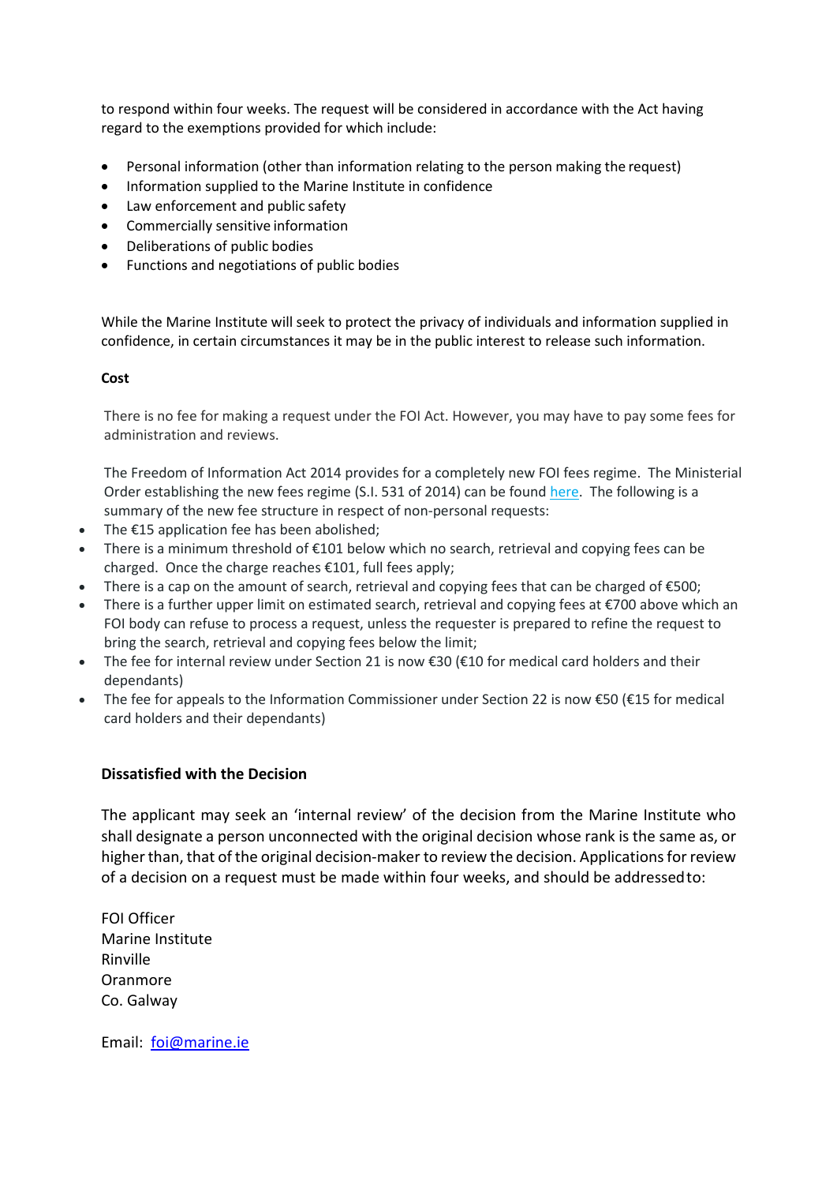to respond within four weeks. The request will be considered in accordance with the Act having regard to the exemptions provided for which include:

- Personal information (other than information relating to the person making the request)
- Information supplied to the Marine Institute in confidence
- Law enforcement and public safety
- Commercially sensitive information
- Deliberations of public bodies
- Functions and negotiations of public bodies

While the Marine Institute will seek to protect the privacy of individuals and information supplied in confidence, in certain circumstances it may be in the public interest to release such information.

**Cost**

There is no fee for making a request under the FOI Act. However, you may have to pay some fees for administration and reviews.

The Freedom of Information Act 2014 provides for a completely new FOI fees regime. The Ministerial Order establishing the new fees regime (S.I. 531 of 2014) can be found [here](). The following is a summary of the new fee structure in respect of non-personal requests:

- The €15 application fee has been abolished;
- There is a minimum threshold of €101 below which no search, retrieval and copying fees can be charged. Once the charge reaches €101, full fees apply;
- There is a cap on the amount of search, retrieval and copying fees that can be charged of €500;
- There is a further upper limit on estimated search, retrieval and copying fees at €700 above which an FOI body can refuse to process a request, unless the requester is prepared to refine the request to bring the search, retrieval and copying fees below the limit;
- The fee for internal review under Section 21 is now €30 (€10 for medical card holders and their dependants)
- The fee for appeals to the Information Commissioner under Section 22 is now €50 (€15 for medical card holders and their dependants)

**Dissatisfied with the Decision**

The applicant may seek an 'internal review' of the decision from the Marine Institute who shall designate a person unconnected with the original decision whose rank is the same as, or higher than, that of the original decision-maker to review the decision. Applications for review of a decision on a request must be made within four weeks, and should be addressed to:

FOI Officer
Marine Institute
Rinville
Oranmore
Co. Galway

Email: [foi@marine.ie](mailto:foi@marine.ie)